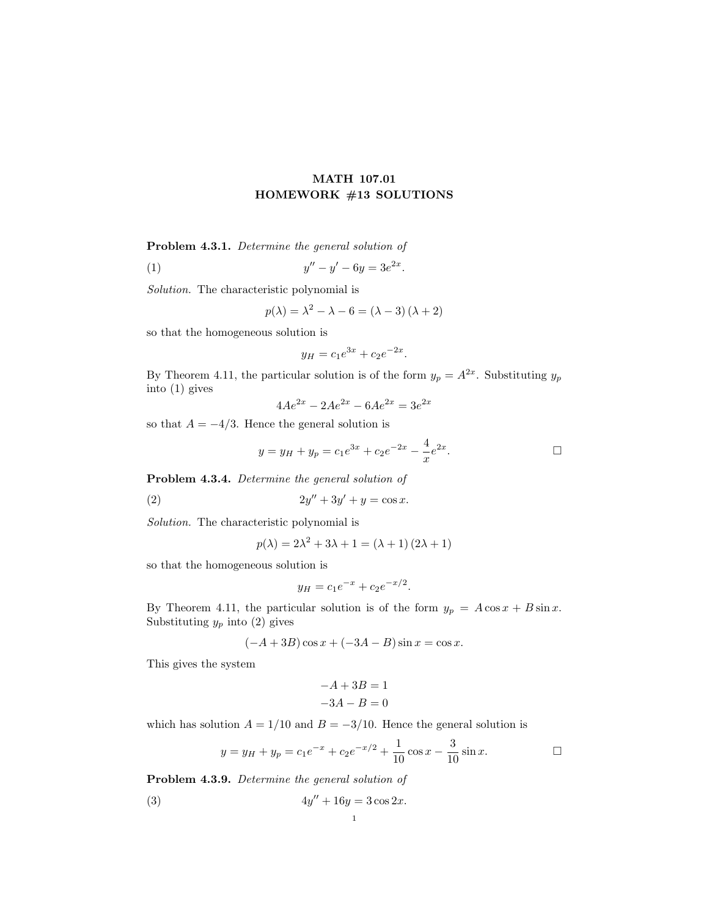# MATH 107.01
## HOMEWORK #13 SOLUTIONS

**Problem 4.3.1.** *Determine the general solution of*

$$y'' - y' - 6y = 3e^{2x}. \tag{1}$$

*Solution.* The characteristic polynomial is

$$p(\lambda) = \lambda^2 - \lambda - 6 = (\lambda - 3)(\lambda + 2)$$

so that the homogeneous solution is

$$y_H = c_1 e^{3x} + c_2 e^{-2x}.$$

By Theorem 4.11, the particular solution is of the form $y_p = A^{2x}$. Substituting $y_p$ into (1) gives

$$4Ae^{2x} - 2Ae^{2x} - 6Ae^{2x} = 3e^{2x}$$

so that $A = -4/3$. Hence the general solution is

$$y = y_H + y_p = c_1 e^{3x} + c_2 e^{-2x} - \frac{4}{x} e^{2x}.$$

□

**Problem 4.3.4.** *Determine the general solution of*

$$2y'' + 3y' + y = \cos x. \tag{2}$$

*Solution.* The characteristic polynomial is

$$p(\lambda) = 2\lambda^2 + 3\lambda + 1 = (\lambda + 1)(2\lambda + 1)$$

so that the homogeneous solution is

$$y_H = c_1 e^{-x} + c_2 e^{-x/2}.$$

By Theorem 4.11, the particular solution is of the form $y_p = A \cos x + B \sin x$. Substituting $y_p$ into (2) gives

$$(-A + 3B)\cos x + (-3A - B)\sin x = \cos x.$$

This gives the system

$$\begin{aligned} -A + 3B &= 1 \\ -3A - B &= 0 \end{aligned}$$

which has solution $A = 1/10$ and $B = -3/10$. Hence the general solution is

$$y = y_H + y_p = c_1 e^{-x} + c_2 e^{-x/2} + \frac{1}{10}\cos x - \frac{3}{10}\sin x.$$

□

**Problem 4.3.9.** *Determine the general solution of*

$$4y'' + 16y = 3\cos 2x. \tag{3}$$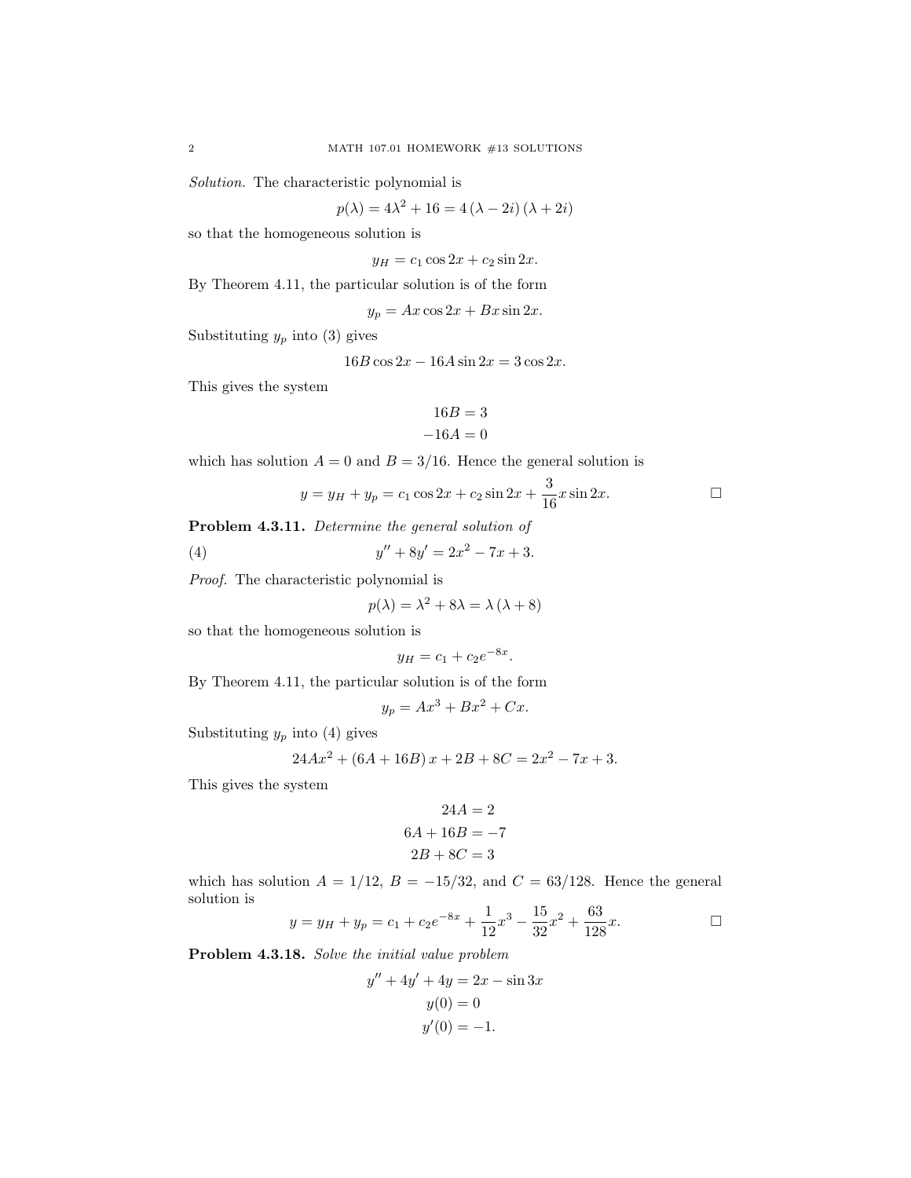*Solution.* The characteristic polynomial is

$$p(\lambda) = 4\lambda^2 + 16 = 4(\lambda - 2i)(\lambda + 2i)$$

so that the homogeneous solution is

$$y_H = c_1 \cos 2x + c_2 \sin 2x.$$

By Theorem 4.11, the particular solution is of the form

$$y_p = Ax \cos 2x + Bx \sin 2x.$$

Substituting $y_p$ into (3) gives

$$16B \cos 2x - 16A \sin 2x = 3 \cos 2x.$$

This gives the system

$$\begin{aligned} 16B &= 3 \\ -16A &= 0 \end{aligned}$$

which has solution $A = 0$ and $B = 3/16$. Hence the general solution is

$$y = y_H + y_p = c_1 \cos 2x + c_2 \sin 2x + \frac{3}{16} x \sin 2x.$$

□

**Problem 4.3.11.** *Determine the general solution of*

$$y'' + 8y' = 2x^2 - 7x + 3. \tag{4}$$

*Proof.* The characteristic polynomial is

$$p(\lambda) = \lambda^2 + 8\lambda = \lambda(\lambda + 8)$$

so that the homogeneous solution is

$$y_H = c_1 + c_2 e^{-8x}.$$

By Theorem 4.11, the particular solution is of the form

$$y_p = Ax^3 + Bx^2 + Cx.$$

Substituting $y_p$ into (4) gives

$$24Ax^2 + (6A + 16B)x + 2B + 8C = 2x^2 - 7x + 3.$$

This gives the system

$$\begin{aligned} 24A &= 2 \\ 6A + 16B &= -7 \\ 2B + 8C &= 3 \end{aligned}$$

which has solution $A = 1/12$, $B = -15/32$, and $C = 63/128$. Hence the general solution is

$$y = y_H + y_p = c_1 + c_2 e^{-8x} + \frac{1}{12}x^3 - \frac{15}{32}x^2 + \frac{63}{128}x.$$

□

**Problem 4.3.18.** *Solve the initial value problem*

$$\begin{aligned} y'' + 4y' + 4y &= 2x - \sin 3x \\ y(0) &= 0 \\ y'(0) &= -1. \end{aligned}$$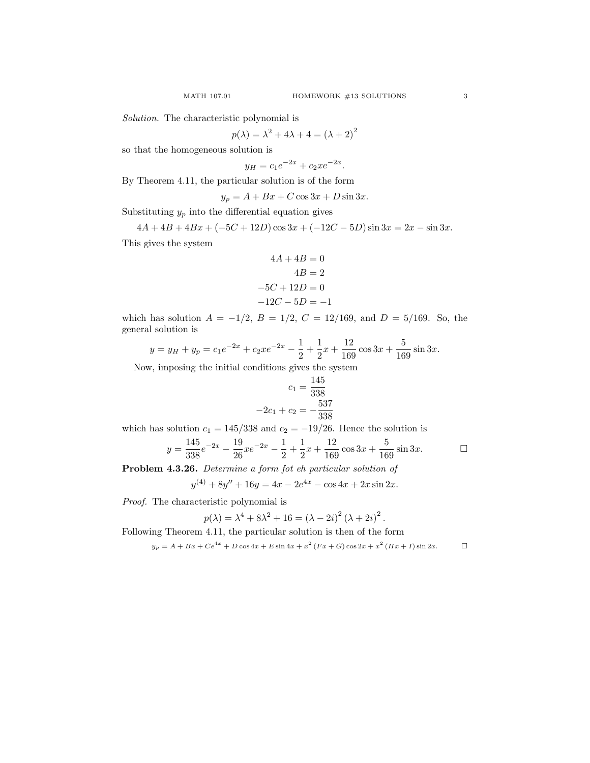*Solution.* The characteristic polynomial is

$$p(\lambda) = \lambda^2 + 4\lambda + 4 = (\lambda + 2)^2$$

so that the homogeneous solution is

$$y_H = c_1 e^{-2x} + c_2 x e^{-2x}.$$

By Theorem 4.11, the particular solution is of the form

$$y_p = A + Bx + C\cos 3x + D\sin 3x.$$

Substituting $y_p$ into the differential equation gives

$$4A + 4B + 4Bx + (-5C + 12D)\cos 3x + (-12C - 5D)\sin 3x = 2x - \sin 3x.$$

This gives the system

$$\begin{aligned} 4A + 4B &= 0 \\ 4B &= 2 \\ -5C + 12D &= 0 \\ -12C - 5D &= -1 \end{aligned}$$

which has solution $A = -1/2$, $B = 1/2$, $C = 12/169$, and $D = 5/169$. So, the general solution is

$$y = y_H + y_p = c_1 e^{-2x} + c_2 x e^{-2x} - \frac{1}{2} + \frac{1}{2}x + \frac{12}{169}\cos 3x + \frac{5}{169}\sin 3x.$$

Now, imposing the initial conditions gives the system

$$\begin{aligned} c_1 &= \frac{145}{338} \\ -2c_1 + c_2 &= -\frac{537}{338} \end{aligned}$$

which has solution $c_1 = 145/338$ and $c_2 = -19/26$. Hence the solution is

$$y = \frac{145}{338}e^{-2x} - \frac{19}{26}xe^{-2x} - \frac{1}{2} + \frac{1}{2}x + \frac{12}{169}\cos 3x + \frac{5}{169}\sin 3x.$$

□

**Problem 4.3.26.** *Determine a form fot eh particular solution of*

$$y^{(4)} + 8y'' + 16y = 4x - 2e^{4x} - \cos 4x + 2x\sin 2x.$$

*Proof.* The characteristic polynomial is

$$p(\lambda) = \lambda^4 + 8\lambda^2 + 16 = (\lambda - 2i)^2 (\lambda + 2i)^2.$$

Following Theorem 4.11, the particular solution is then of the form

$$y_p = A + Bx + Ce^{4x} + D\cos 4x + E\sin 4x + x^2(Fx + G)\cos 2x + x^2(Hx + I)\sin 2x.$$

□